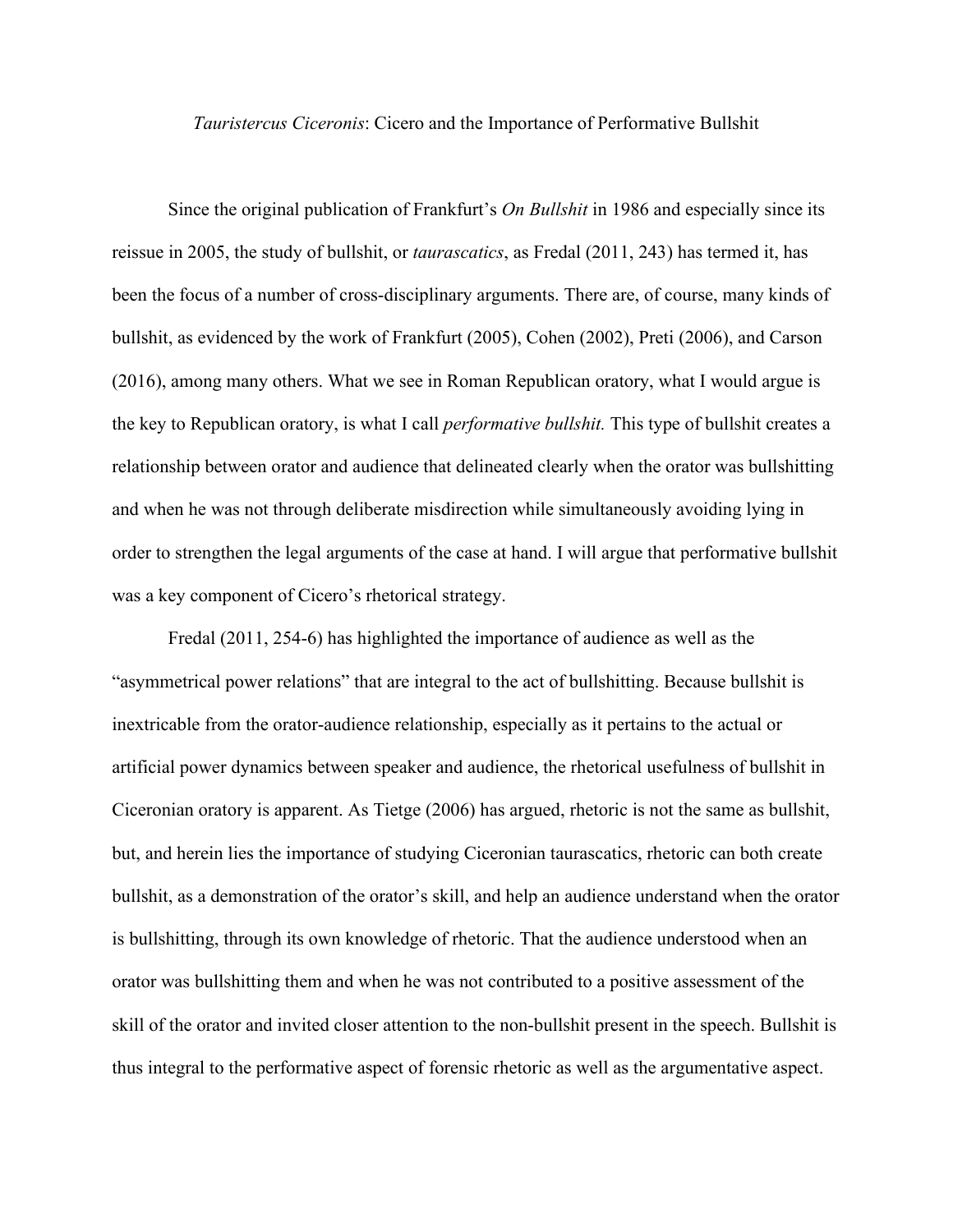# *Tauristercus Ciceronis*: Cicero and the Importance of Performative Bullshit

Since the original publication of Frankfurt's *On Bullshit* in 1986 and especially since its reissue in 2005, the study of bullshit, or *taurascatics*, as Fredal (2011, 243) has termed it, has been the focus of a number of cross-disciplinary arguments. There are, of course, many kinds of bullshit, as evidenced by the work of Frankfurt (2005), Cohen (2002), Preti (2006), and Carson (2016), among many others. What we see in Roman Republican oratory, what I would argue is the key to Republican oratory, is what I call *performative bullshit.* This type of bullshit creates a relationship between orator and audience that delineated clearly when the orator was bullshitting and when he was not through deliberate misdirection while simultaneously avoiding lying in order to strengthen the legal arguments of the case at hand. I will argue that performative bullshit was a key component of Cicero's rhetorical strategy.

Fredal (2011, 254-6) has highlighted the importance of audience as well as the "asymmetrical power relations" that are integral to the act of bullshitting. Because bullshit is inextricable from the orator-audience relationship, especially as it pertains to the actual or artificial power dynamics between speaker and audience, the rhetorical usefulness of bullshit in Ciceronian oratory is apparent. As Tietge (2006) has argued, rhetoric is not the same as bullshit, but, and herein lies the importance of studying Ciceronian taurascatics, rhetoric can both create bullshit, as a demonstration of the orator's skill, and help an audience understand when the orator is bullshitting, through its own knowledge of rhetoric. That the audience understood when an orator was bullshitting them and when he was not contributed to a positive assessment of the skill of the orator and invited closer attention to the non-bullshit present in the speech. Bullshit is thus integral to the performative aspect of forensic rhetoric as well as the argumentative aspect.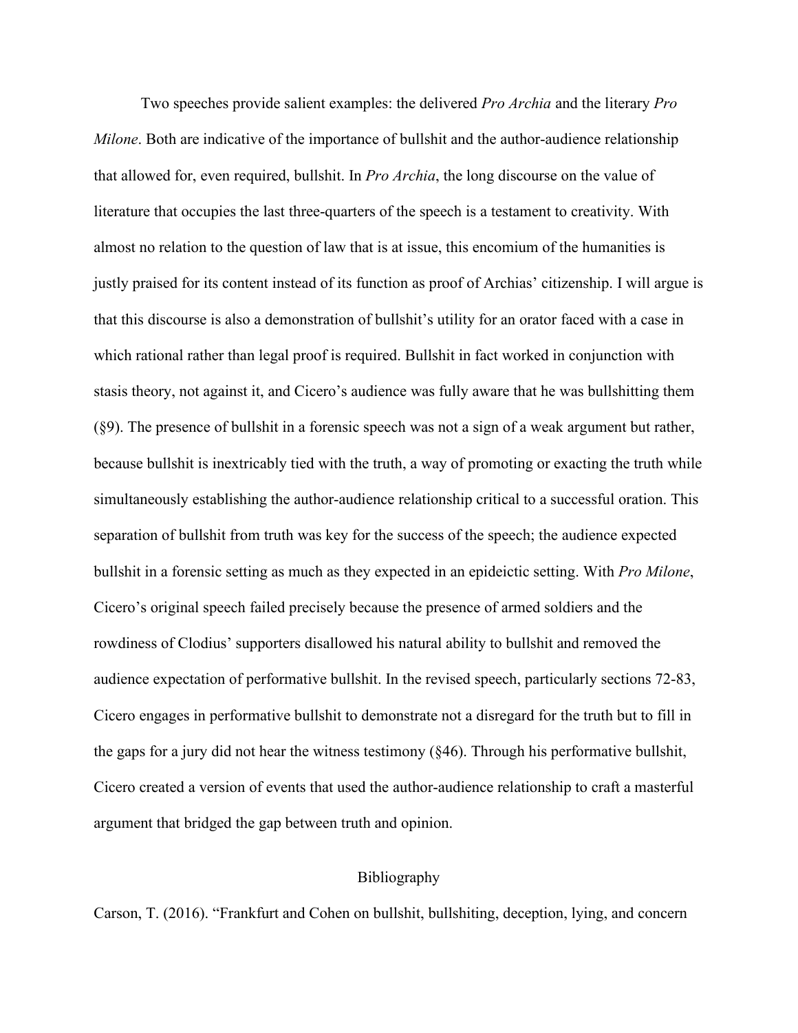Two speeches provide salient examples: the delivered *Pro Archia* and the literary *Pro Milone*. Both are indicative of the importance of bullshit and the author-audience relationship that allowed for, even required, bullshit. In *Pro Archia*, the long discourse on the value of literature that occupies the last three-quarters of the speech is a testament to creativity. With almost no relation to the question of law that is at issue, this encomium of the humanities is justly praised for its content instead of its function as proof of Archias' citizenship. I will argue is that this discourse is also a demonstration of bullshit's utility for an orator faced with a case in which rational rather than legal proof is required. Bullshit in fact worked in conjunction with stasis theory, not against it, and Cicero's audience was fully aware that he was bullshitting them (§9). The presence of bullshit in a forensic speech was not a sign of a weak argument but rather, because bullshit is inextricably tied with the truth, a way of promoting or exacting the truth while simultaneously establishing the author-audience relationship critical to a successful oration. This separation of bullshit from truth was key for the success of the speech; the audience expected bullshit in a forensic setting as much as they expected in an epideictic setting. With *Pro Milone*, Cicero's original speech failed precisely because the presence of armed soldiers and the rowdiness of Clodius' supporters disallowed his natural ability to bullshit and removed the audience expectation of performative bullshit. In the revised speech, particularly sections 72-83, Cicero engages in performative bullshit to demonstrate not a disregard for the truth but to fill in the gaps for a jury did not hear the witness testimony (§46). Through his performative bullshit, Cicero created a version of events that used the author-audience relationship to craft a masterful argument that bridged the gap between truth and opinion.

## Bibliography

Carson, T. (2016). "Frankfurt and Cohen on bullshit, bullshiting, deception, lying, and concern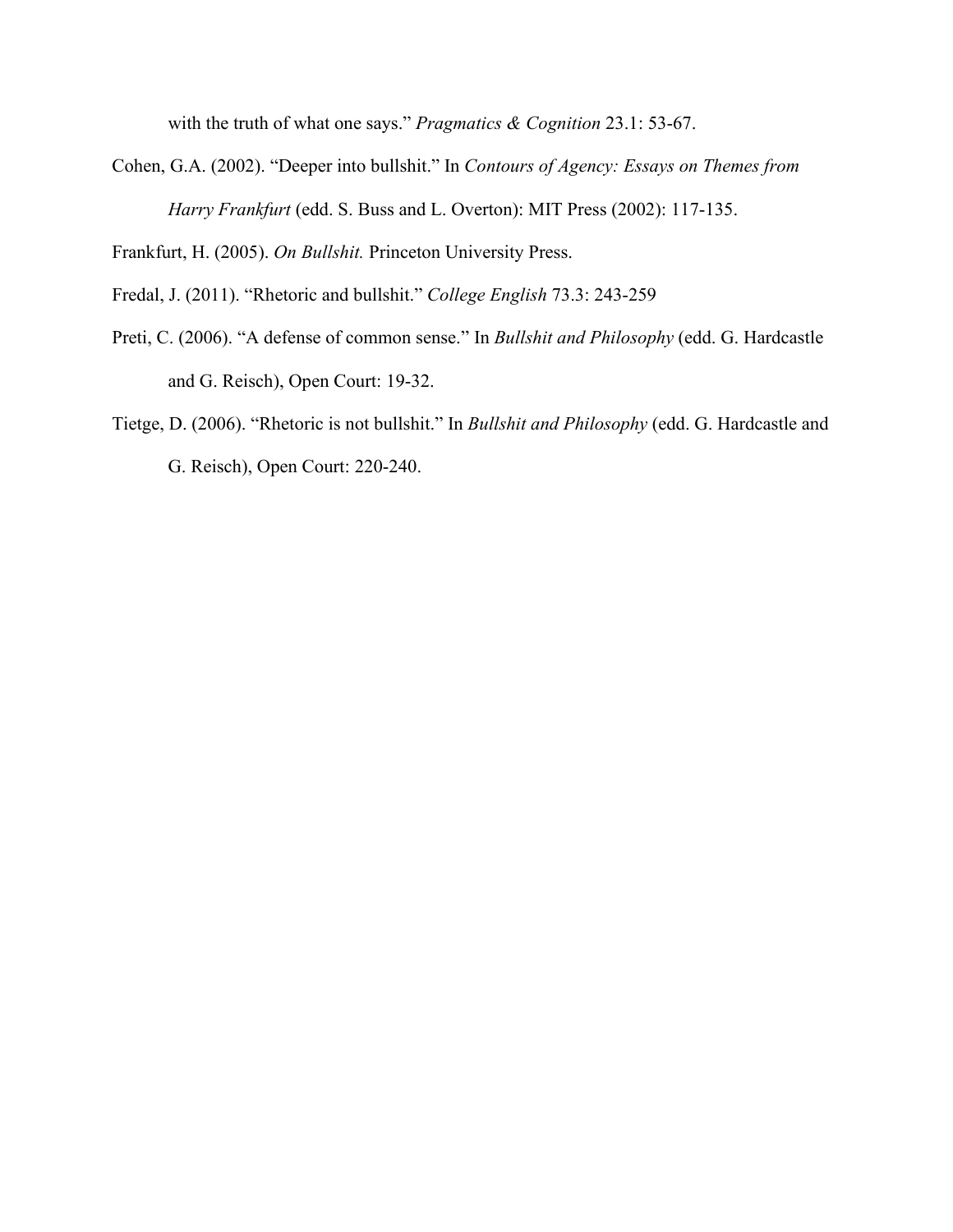with the truth of what one says." *Pragmatics & Cognition* 23.1: 53-67.

Cohen, G.A. (2002). "Deeper into bullshit." In *Contours of Agency: Essays on Themes from Harry Frankfurt* (edd. S. Buss and L. Overton): MIT Press (2002): 117-135.

Frankfurt, H. (2005). *On Bullshit.* Princeton University Press.

Fredal, J. (2011). "Rhetoric and bullshit." *College English* 73.3: 243-259

Preti, C. (2006). "A defense of common sense." In *Bullshit and Philosophy* (edd. G. Hardcastle and G. Reisch), Open Court: 19-32.

Tietge, D. (2006). "Rhetoric is not bullshit." In *Bullshit and Philosophy* (edd. G. Hardcastle and G. Reisch), Open Court: 220-240.